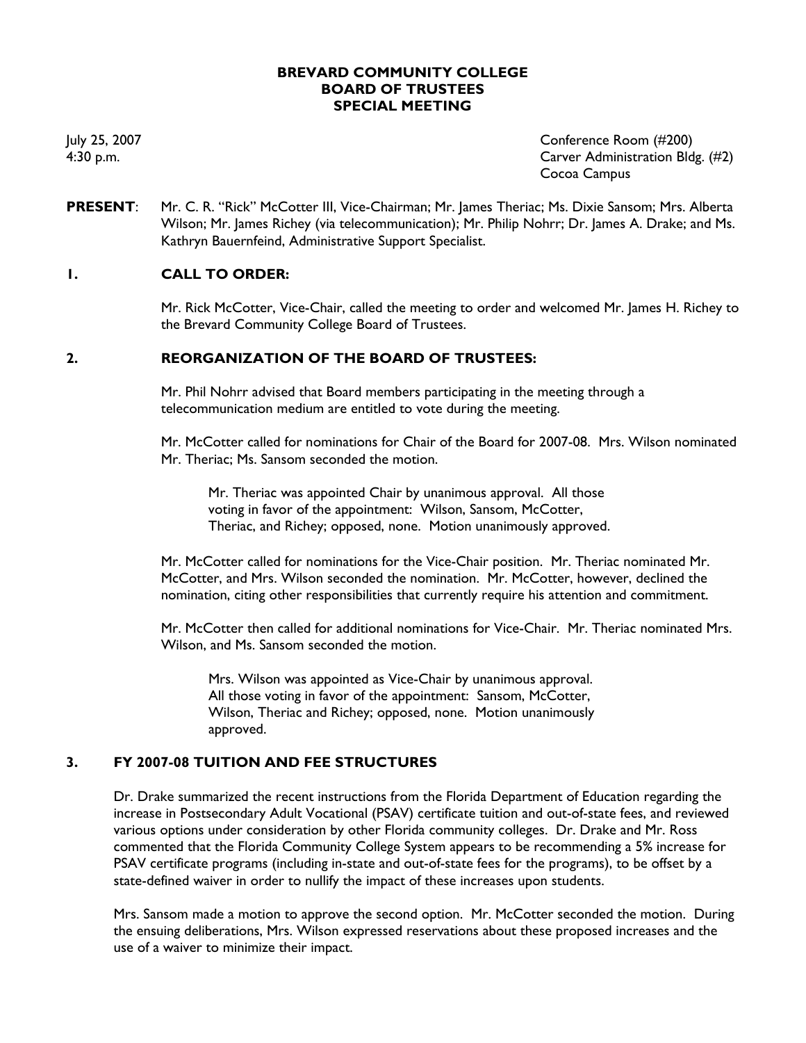**BREVARD COMMUNITY COLLEGE**
**BOARD OF TRUSTEES**
**SPECIAL MEETING**

July 25, 2007
4:30 p.m.

Conference Room (#200)
Carver Administration Bldg. (#2)
Cocoa Campus

**PRESENT**: Mr. C. R. "Rick" McCotter III, Vice-Chairman; Mr. James Theriac; Ms. Dixie Sansom; Mrs. Alberta Wilson; Mr. James Richey (via telecommunication); Mr. Philip Nohrr; Dr. James A. Drake; and Ms. Kathryn Bauernfeind, Administrative Support Specialist.

## 1. CALL TO ORDER:

Mr. Rick McCotter, Vice-Chair, called the meeting to order and welcomed Mr. James H. Richey to the Brevard Community College Board of Trustees.

## 2. REORGANIZATION OF THE BOARD OF TRUSTEES:

Mr. Phil Nohrr advised that Board members participating in the meeting through a telecommunication medium are entitled to vote during the meeting.

Mr. McCotter called for nominations for Chair of the Board for 2007-08. Mrs. Wilson nominated Mr. Theriac; Ms. Sansom seconded the motion.

> Mr. Theriac was appointed Chair by unanimous approval. All those voting in favor of the appointment: Wilson, Sansom, McCotter, Theriac, and Richey; opposed, none. Motion unanimously approved.

Mr. McCotter called for nominations for the Vice-Chair position. Mr. Theriac nominated Mr. McCotter, and Mrs. Wilson seconded the nomination. Mr. McCotter, however, declined the nomination, citing other responsibilities that currently require his attention and commitment.

Mr. McCotter then called for additional nominations for Vice-Chair. Mr. Theriac nominated Mrs. Wilson, and Ms. Sansom seconded the motion.

> Mrs. Wilson was appointed as Vice-Chair by unanimous approval. All those voting in favor of the appointment: Sansom, McCotter, Wilson, Theriac and Richey; opposed, none. Motion unanimously approved.

## 3. FY 2007-08 TUITION AND FEE STRUCTURES

Dr. Drake summarized the recent instructions from the Florida Department of Education regarding the increase in Postsecondary Adult Vocational (PSAV) certificate tuition and out-of-state fees, and reviewed various options under consideration by other Florida community colleges. Dr. Drake and Mr. Ross commented that the Florida Community College System appears to be recommending a 5% increase for PSAV certificate programs (including in-state and out-of-state fees for the programs), to be offset by a state-defined waiver in order to nullify the impact of these increases upon students.

Mrs. Sansom made a motion to approve the second option. Mr. McCotter seconded the motion. During the ensuing deliberations, Mrs. Wilson expressed reservations about these proposed increases and the use of a waiver to minimize their impact.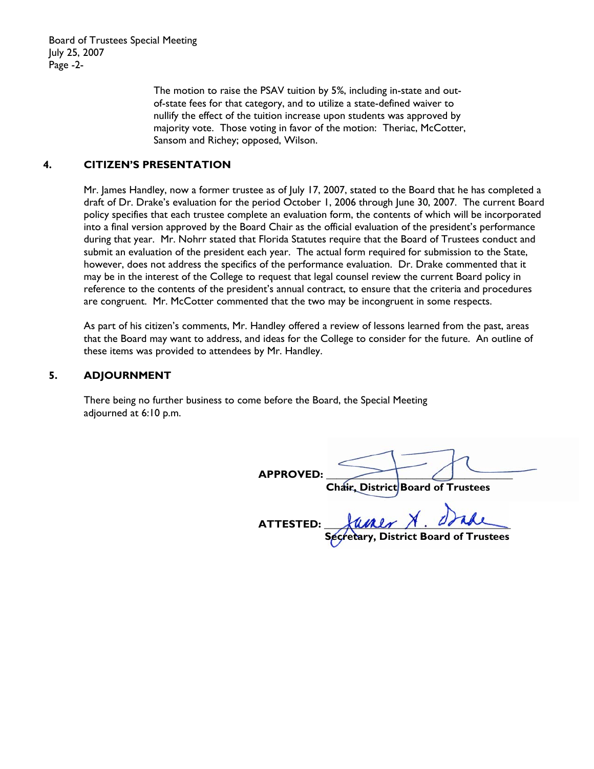The motion to raise the PSAV tuition by 5%, including in-state and out-of-state fees for that category, and to utilize a state-defined waiver to nullify the effect of the tuition increase upon students was approved by majority vote. Those voting in favor of the motion: Theriac, McCotter, Sansom and Richey; opposed, Wilson.

## 4. CITIZEN'S PRESENTATION

Mr. James Handley, now a former trustee as of July 17, 2007, stated to the Board that he has completed a draft of Dr. Drake's evaluation for the period October 1, 2006 through June 30, 2007. The current Board policy specifies that each trustee complete an evaluation form, the contents of which will be incorporated into a final version approved by the Board Chair as the official evaluation of the president's performance during that year. Mr. Nohrr stated that Florida Statutes require that the Board of Trustees conduct and submit an evaluation of the president each year. The actual form required for submission to the State, however, does not address the specifics of the performance evaluation. Dr. Drake commented that it may be in the interest of the College to request that legal counsel review the current Board policy in reference to the contents of the president's annual contract, to ensure that the criteria and procedures are congruent. Mr. McCotter commented that the two may be incongruent in some respects.

As part of his citizen's comments, Mr. Handley offered a review of lessons learned from the past, areas that the Board may want to address, and ideas for the College to consider for the future. An outline of these items was provided to attendees by Mr. Handley.

## 5. ADJOURNMENT

There being no further business to come before the Board, the Special Meeting adjourned at 6:10 p.m.

**APPROVED:** ______________________________
**Chair, District Board of Trustees**

**ATTESTED:** James H. Drake
**Secretary, District Board of Trustees**